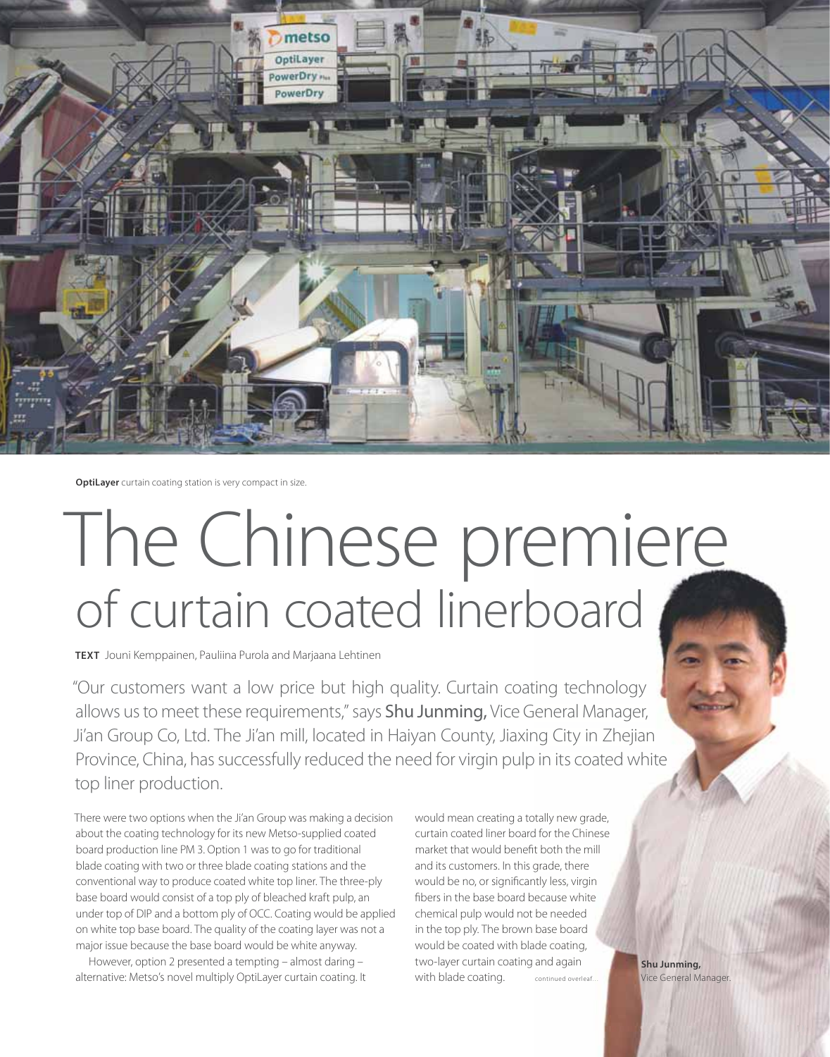**OptiLayer** curtain coating station is very compact in size.

# The Chinese premiere of curtain coated linerboard

**TEXT** Jouni Kemppainen, Pauliina Purola and Marjaana Lehtinen

"Our customers want a low price but high quality. Curtain coating technology allows us to meet these requirements," says **Shu Junming,** Vice General Manager, Ji'an Group Co, Ltd. The Ji'an mill, located in Haiyan County, Jiaxing City in Zhejian Province, China, has successfully reduced the need for virgin pulp in its coated white top liner production.

There were two options when the Ji'an Group was making a decision about the coating technology for its new Metso-supplied coated board production line PM 3. Option 1 was to go for traditional blade coating with two or three blade coating stations and the conventional way to produce coated white top liner. The three-ply base board would consist of a top ply of bleached kraft pulp, an under top of DIP and a bottom ply of OCC. Coating would be applied on white top base board. The quality of the coating layer was not a major issue because the base board would be white anyway.

However, option 2 presented a tempting – almost daring – alternative: Metso's novel multiply OptiLayer curtain coating. It would mean creating a totally new grade, curtain coated liner board for the Chinese market that would benefit both the mill and its customers. In this grade, there would be no, or significantly less, virgin fibers in the base board because white chemical pulp would not be needed in the top ply. The brown base board would be coated with blade coating, two-layer curtain coating and again with blade coating.

continued overleaf...

**Shu Junming,**
Vice General Manager.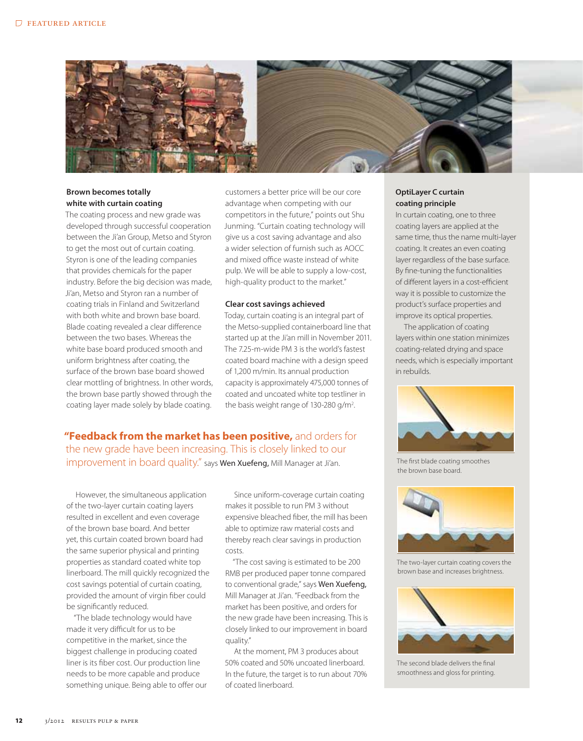## Brown becomes totally white with curtain coating

The coating process and new grade was developed through successful cooperation between the Ji'an Group, Metso and Styron to get the most out of curtain coating. Styron is one of the leading companies that provides chemicals for the paper industry. Before the big decision was made, Ji'an, Metso and Styron ran a number of coating trials in Finland and Switzerland with both white and brown base board. Blade coating revealed a clear difference between the two bases. Whereas the white base board produced smooth and uniform brightness after coating, the surface of the brown base board showed clear mottling of brightness. In other words, the brown base partly showed through the coating layer made solely by blade coating.

However, the simultaneous application of the two-layer curtain coating layers resulted in excellent and even coverage of the brown base board. And better yet, this curtain coated brown board had the same superior physical and printing properties as standard coated white top linerboard. The mill quickly recognized the cost savings potential of curtain coating, provided the amount of virgin fiber could be significantly reduced.

"The blade technology would have made it very difficult for us to be competitive in the market, since the biggest challenge in producing coated liner is its fiber cost. Our production line needs to be more capable and produce something unique. Being able to offer our customers a better price will be our core advantage when competing with our competitors in the future," points out Shu Junming. "Curtain coating technology will give us a cost saving advantage and also a wider selection of furnish such as AOCC and mixed office waste instead of white pulp. We will be able to supply a low-cost, high-quality product to the market."

## Clear cost savings achieved

Today, curtain coating is an integral part of the Metso-supplied containerboard line that started up at the Ji'an mill in November 2011. The 7.25-m-wide PM 3 is the world's fastest coated board machine with a design speed of 1,200 m/min. Its annual production capacity is approximately 475,000 tonnes of coated and uncoated white top testliner in the basis weight range of 130-280 g/m$^2$.

**"Feedback from the market has been positive,** and orders for the new grade have been increasing. This is closely linked to our improvement in board quality." says Wen Xuefeng, Mill Manager at Ji'an.

Since uniform-coverage curtain coating makes it possible to run PM 3 without expensive bleached fiber, the mill has been able to optimize raw material costs and thereby reach clear savings in production costs.

"The cost saving is estimated to be 200 RMB per produced paper tonne compared to conventional grade," says Wen Xuefeng, Mill Manager at Ji'an. "Feedback from the market has been positive, and orders for the new grade have been increasing. This is closely linked to our improvement in board quality."

At the moment, PM 3 produces about 50% coated and 50% uncoated linerboard. In the future, the target is to run about 70% of coated linerboard.

## OptiLayer C curtain coating principle

In curtain coating, one to three coating layers are applied at the same time, thus the name multi-layer coating. It creates an even coating layer regardless of the base surface. By fine-tuning the functionalities of different layers in a cost-efficient way it is possible to customize the product's surface properties and improve its optical properties.

The application of coating layers within one station minimizes coating-related drying and space needs, which is especially important in rebuilds.

The first blade coating smoothes the brown base board.

The two-layer curtain coating covers the brown base and increases brightness.

The second blade delivers the final smoothness and gloss for printing.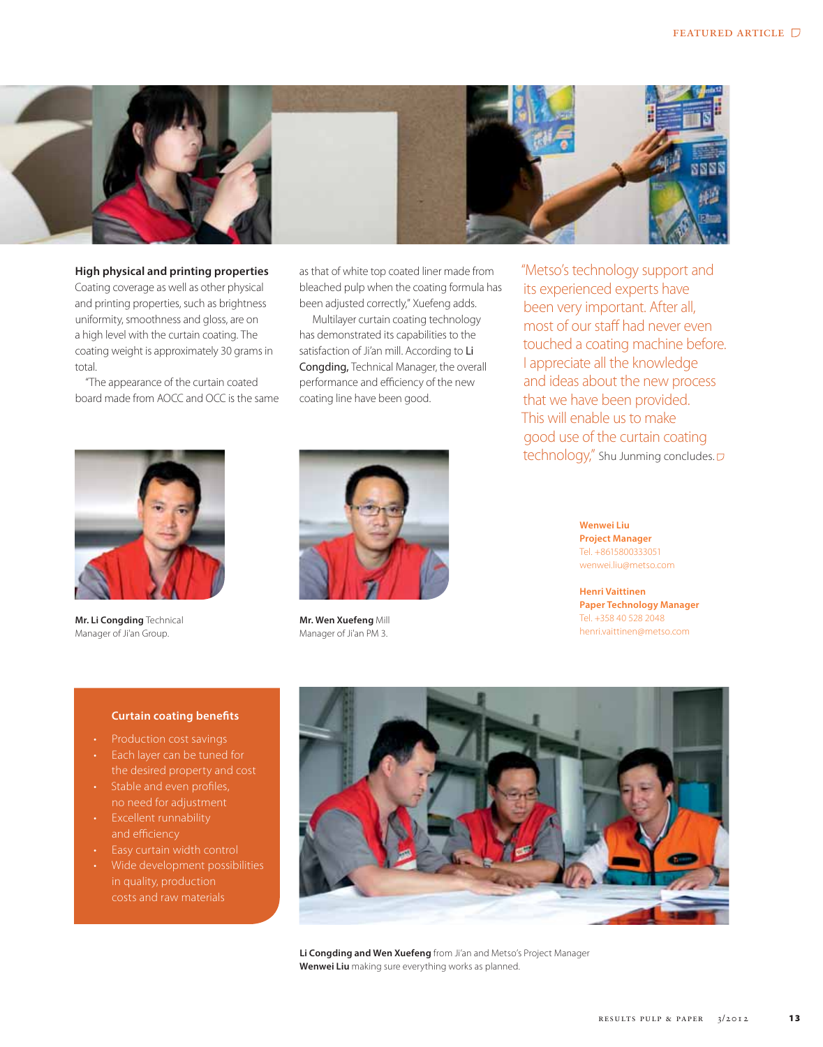### High physical and printing properties

Coating coverage as well as other physical and printing properties, such as brightness uniformity, smoothness and gloss, are on a high level with the curtain coating. The coating weight is approximately 30 grams in total.

"The appearance of the curtain coated board made from AOCC and OCC is the same as that of white top coated liner made from bleached pulp when the coating formula has been adjusted correctly," Xuefeng adds.

Multilayer curtain coating technology has demonstrated its capabilities to the satisfaction of Ji'an mill. According to **Li Congding,** Technical Manager, the overall performance and efficiency of the new coating line have been good.

"Metso's technology support and its experienced experts have been very important. After all, most of our staff had never even touched a coating machine before. I appreciate all the knowledge and ideas about the new process that we have been provided. This will enable us to make good use of the curtain coating technology," Shu Junming concludes.

**Mr. Li Congding** Technical Manager of Ji'an Group.

**Mr. Wen Xuefeng** Mill Manager of Ji'an PM 3.

**Wenwei Liu**
**Project Manager**
Tel. +8615800333051
wenwei.liu@metso.com

**Henri Vaittinen**
**Paper Technology Manager**
Tel. +358 40 528 2048
henri.vaittinen@metso.com

**Curtain coating benefits**

- Production cost savings
- Each layer can be tuned for the desired property and cost
- Stable and even profiles, no need for adjustment
- Excellent runnability and efficiency
- Easy curtain width control
- Wide development possibilities in quality, production costs and raw materials

**Li Congding and Wen Xuefeng** from Ji'an and Metso's Project Manager **Wenwei Liu** making sure everything works as planned.